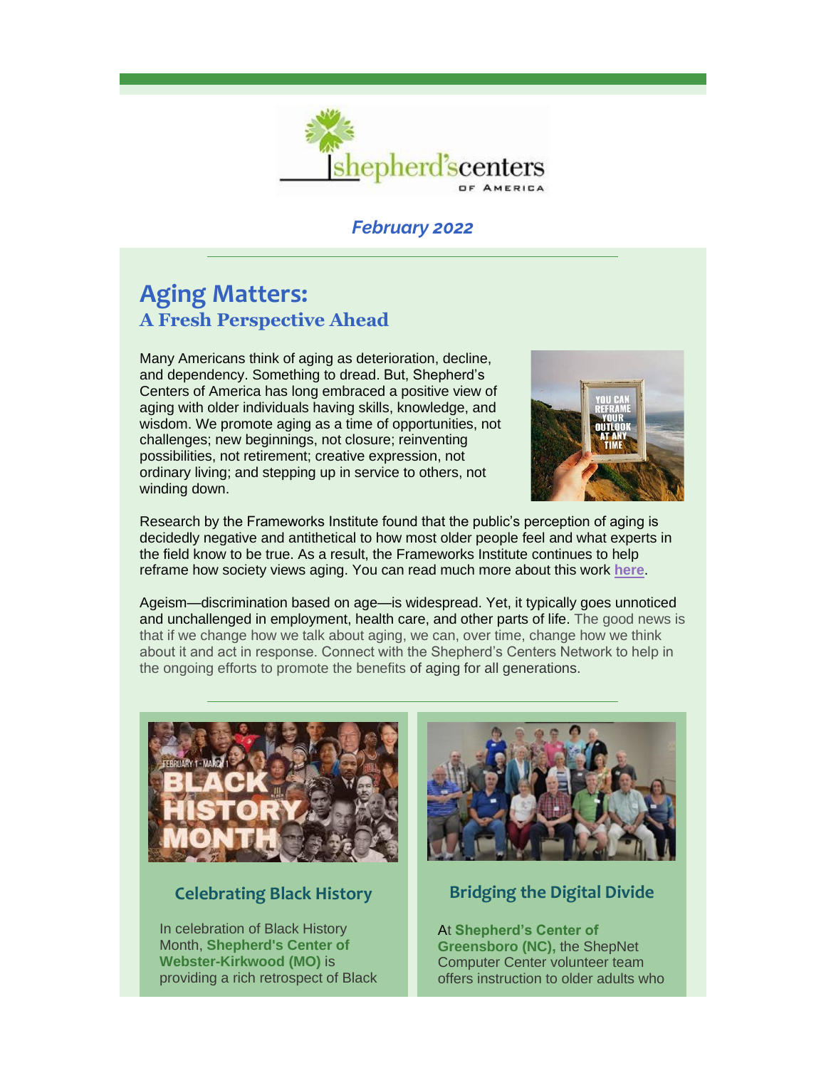*February 2022*

# Aging Matters:
## A Fresh Perspective Ahead

Many Americans think of aging as deterioration, decline, and dependency. Something to dread. But, Shepherd's Centers of America has long embraced a positive view of aging with older individuals having skills, knowledge, and wisdom. We promote aging as a time of opportunities, not challenges; new beginnings, not closure; reinventing possibilities, not retirement; creative expression, not ordinary living; and stepping up in service to others, not winding down.

Research by the Frameworks Institute found that the public's perception of aging is decidedly negative and antithetical to how most older people feel and what experts in the field know to be true. As a result, the Frameworks Institute continues to help reframe how society views aging. You can read much more about this work **here**.

Ageism—discrimination based on age—is widespread. Yet, it typically goes unnoticed and unchallenged in employment, health care, and other parts of life. The good news is that if we change how we talk about aging, we can, over time, change how we think about it and act in response. Connect with the Shepherd's Centers Network to help in the ongoing efforts to promote the benefits of aging for all generations.

### Celebrating Black History

In celebration of Black History Month, **Shepherd's Center of Webster-Kirkwood (MO)** is providing a rich retrospect of Black

### Bridging the Digital Divide

At **Shepherd's Center of Greensboro (NC),** the ShepNet Computer Center volunteer team offers instruction to older adults who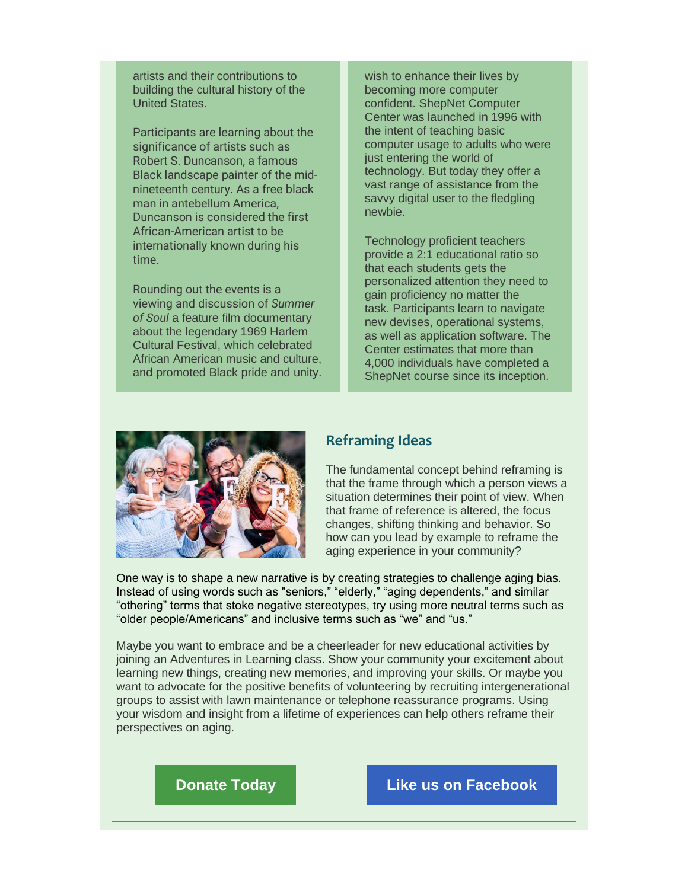artists and their contributions to building the cultural history of the United States.

Participants are learning about the significance of artists such as Robert S. Duncanson, a famous Black landscape painter of the mid-nineteenth century. As a free black man in antebellum America, Duncanson is considered the first African-American artist to be internationally known during his time.

Rounding out the events is a viewing and discussion of *Summer of Soul* a feature film documentary about the legendary 1969 Harlem Cultural Festival, which celebrated African American music and culture, and promoted Black pride and unity.

wish to enhance their lives by becoming more computer confident. ShepNet Computer Center was launched in 1996 with the intent of teaching basic computer usage to adults who were just entering the world of technology. But today they offer a vast range of assistance from the savvy digital user to the fledgling newbie.

Technology proficient teachers provide a 2:1 educational ratio so that each students gets the personalized attention they need to gain proficiency no matter the task. Participants learn to navigate new devises, operational systems, as well as application software. The Center estimates that more than 4,000 individuals have completed a ShepNet course since its inception.

---

## Reframing Ideas

The fundamental concept behind reframing is that the frame through which a person views a situation determines their point of view. When that frame of reference is altered, the focus changes, shifting thinking and behavior. So how can you lead by example to reframe the aging experience in your community?

One way is to shape a new narrative is by creating strategies to challenge aging bias. Instead of using words such as "seniors," "elderly," "aging dependents," and similar "othering" terms that stoke negative stereotypes, try using more neutral terms such as "older people/Americans" and inclusive terms such as "we" and "us."

Maybe you want to embrace and be a cheerleader for new educational activities by joining an Adventures in Learning class. Show your community your excitement about learning new things, creating new memories, and improving your skills. Or maybe you want to advocate for the positive benefits of volunteering by recruiting intergenerational groups to assist with lawn maintenance or telephone reassurance programs. Using your wisdom and insight from a lifetime of experiences can help others reframe their perspectives on aging.

**Donate Today** | **Like us on Facebook**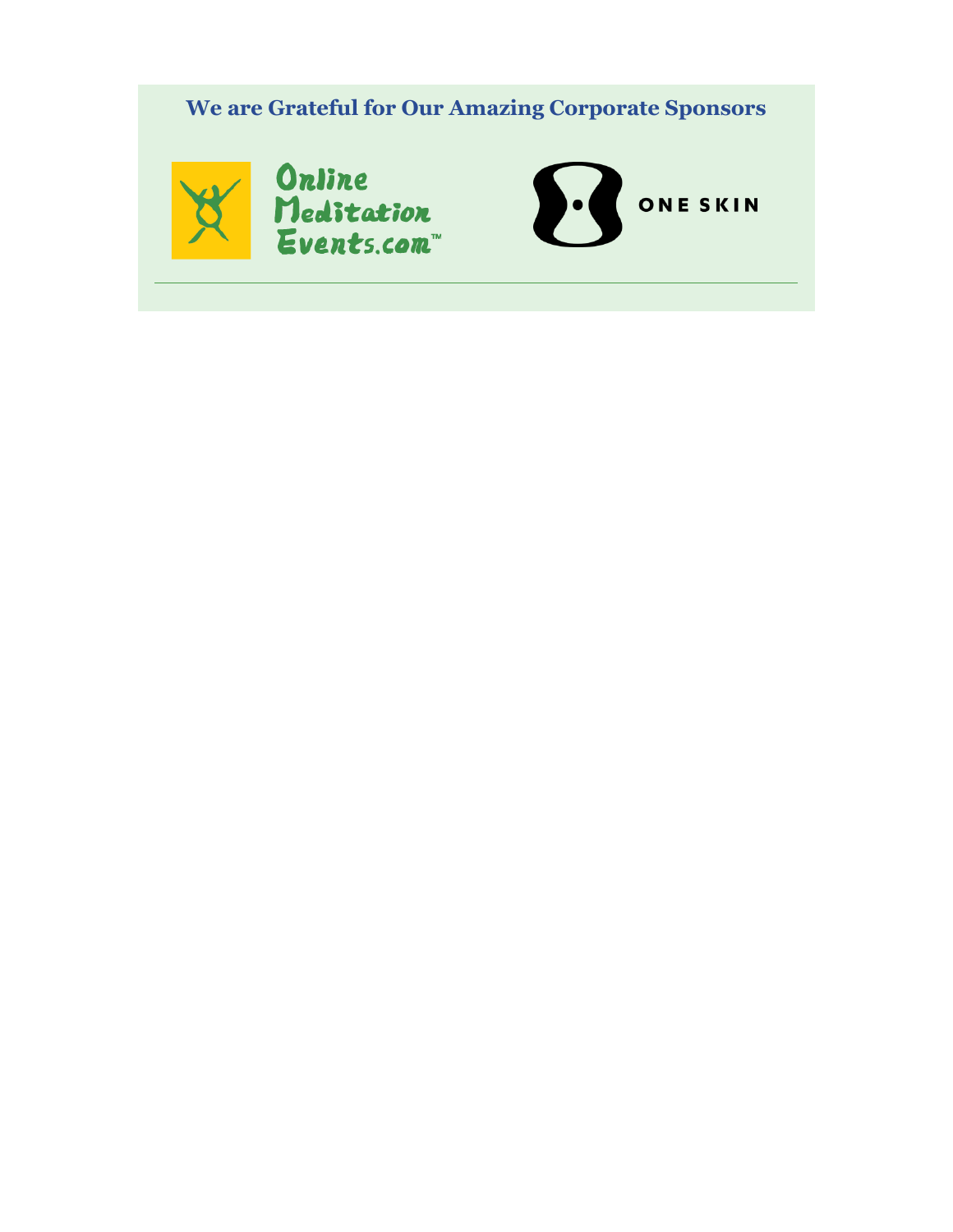## We are Grateful for Our Amazing Corporate Sponsors

Online Meditation Events.com™

ONE SKIN

---